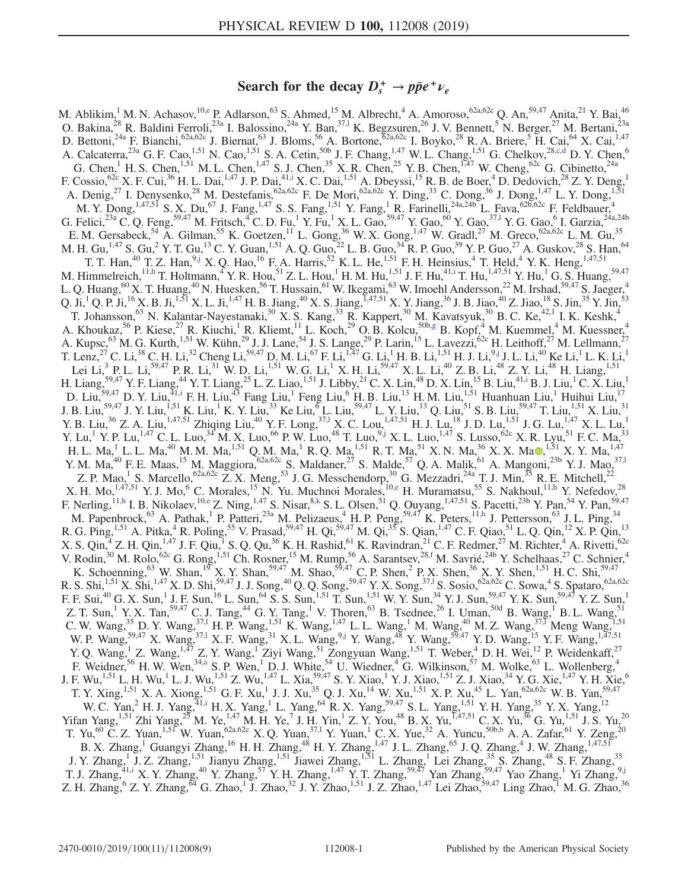# Search for the decay $D_s^+ \to p\bar{p}e^+\nu_e$

M. Ablikim,[1] M. N. Achasov,[10,e] P. Adlarson,[63] S. Ahmed,[15] M. Albrecht,[4] A. Amoroso,[62a,62c] Q. An,[59,47] Anita,[21] Y. Bai,[46] O. Bakina,[28] R. Baldini Ferroli,[23a] I. Balossino,[24a] Y. Ban,[37,l] K. Begzsuren,[26] J. V. Bennett,[5] N. Berger,[27] M. Bertani,[23a] D. Bettoni,[24a] F. Bianchi,[62a,62c] J. Biernat,[63] J. Bloms,[56] A. Bortone,[62a,62c] I. Boyko,[28] R. A. Briere,[5] H. Cai,[64] X. Cai,[1,47] A. Calcaterra,[23a] G. F. Cao,[1,51] N. Cao,[1,51] S. A. Cetin,[50b] J. F. Chang,[1,47] W. L. Chang,[1,51] G. Chelkov,[28,c,d] D. Y. Chen,[6] G. Chen,[1] H. S. Chen,[1,51] M. L. Chen,[1,47] S. J. Chen,[35] X. R. Chen,[25] Y. B. Chen,[1,47] W. Cheng,[62c] G. Cibinetto,[24a] F. Cossio,[62c] X. F. Cui,[36] H. L. Dai,[1,47] J. P. Dai,[41,i] X. C. Dai,[1,51] A. Dbeyssi,[15] R. B. de Boer,[4] D. Dedovich,[28] Z. Y. Deng,[1] A. Denig,[27] I. Denysenko,[28] M. Destefanis,[62a,62c] F. De Mori,[62a,62c] Y. Ding,[33] C. Dong,[36] J. Dong,[1,47] L. Y. Dong,[1,51] M. Y. Dong,[1,47,51] S. X. Du,[67] J. Fang,[1,47] S. S. Fang,[1,51] Y. Fang,[1] R. Farinelli,[24a,24b] L. Fava,[62b,62c] F. Feldbauer,[4] G. Felici,[23a] C. Q. Feng,[59,47] M. Fritsch,[4] C. D. Fu,[1] Y. Fu,[1] X. L. Gao,[59,47] Y. Gao,[60] Y. Gao,[37,l] Y. G. Gao,[6] I. Garzia,[24a,24b] E. M. Gersabeck,[54] A. Gilman,[55] K. Goetzen,[11] L. Gong,[36] W. X. Gong,[1,47] W. Gradl,[27] M. Greco,[62a,62c] L. M. Gu,[35] M. H. Gu,[1,47] S. Gu,[2] Y. T. Gu,[13] C. Y. Guan,[1,51] A. Q. Guo,[22] L. B. Guo,[34] R. P. Guo,[39] Y. P. Guo,[27] A. Guskov,[28] S. Han,[64] T. T. Han,[40] T. Z. Han,[9,j] X. Q. Hao,[16] F. A. Harris,[52] K. L. He,[1,51] F. H. Heinsius,[4] T. Held,[4] Y. K. Heng,[1,47,51] M. Himmelreich,[11,h] T. Holtmann,[4] Y. R. Hou,[51] Z. L. Hou,[1] H. M. Hu,[1,51] J. F. Hu,[41,i] T. Hu,[1,47,51] Y. Hu,[1] G. S. Huang,[59,47] L. Q. Huang,[60] X. T. Huang,[40] N. Huesken,[56] T. Hussain,[61] W. Ikegami,[63] W. Imoehl Andersson,[22] M. Irshad,[59,47] S. Jaeger,[4] Q. Ji,[1] Q. P. Ji,[16] X. B. Ji,[1,51] X. L. Ji,[1,47] H. B. Jiang,[40] X. S. Jiang,[1,47,51] X. Y. Jiang,[36] J. B. Jiao,[40] Z. Jiao,[18] S. Jin,[35] Y. Jin,[53] T. Johansson,[63] N. Kalantar-Nayestanaki,[30] X. S. Kang,[33] R. Kappert,[30] M. Kavatsyuk,[30] B. C. Ke,[42,1] I. K. Keshk,[4] A. Khoukaz,[56] P. Kiese,[27] R. Kiuchi,[1] R. Kliemt,[11] L. Koch,[29] O. B. Kolcu,[50b,g] B. Kopf,[4] M. Kuemmel,[4] M. Kuessner,[4] A. Kupsc,[63] M. G. Kurth,[1,51] W. Kühn,[29] J. J. Lane,[54] J. S. Lange,[29] P. Larin,[15] L. Lavezzi,[62c] H. Leithoff,[27] M. Lellmann,[27] T. Lenz,[27] C. Li,[38] C. H. Li,[32] Cheng Li,[59,47] D. M. Li,[67] F. Li,[1,47] G. Li,[1] H. B. Li,[1,51] H. J. Li,[9,j] J. L. Li,[40] Ke Li,[1] L. K. Li,[1] Lei Li,[3] P. L. Li,[59,47] P. R. Li,[31] W. D. Li,[1,51] W. G. Li,[1] X. H. Li,[59,47] X. L. Li,[40] Z. B. Li,[48] Z. Y. Li,[48] H. Liang,[1,51] H. Liang,[59,47] Y. F. Liang,[44] Y. T. Liang,[25] L. Z. Liao,[1,51] J. Libby,[21] C. X. Lin,[48] D. X. Lin,[15] B. Liu,[41,i] B. J. Liu,[1] C. X. Liu,[1] D. Liu,[59,47] D. Y. Liu,[41,i] F. H. Liu,[43] Fang Liu,[1] Feng Liu,[6] H. B. Liu,[13] H. M. Liu,[1,51] Huanhuan Liu,[1] Huihui Liu,[17] J. B. Liu,[59,47] J. Y. Liu,[1,51] K. Liu,[1] K. Y. Liu,[33] Ke Liu,[6] L. Liu,[59,47] L. Y. Liu,[13] Q. Liu,[51] S. B. Liu,[59,47] T. Liu,[1,51] X. Liu,[31] Y. B. Liu,[36] Z. A. Liu,[1,47,51] Zhiqing Liu,[40] Y. F. Long,[37,l] X. C. Lou,[1,47,51] H. J. Lu,[18] J. D. Lu,[1,51] J. G. Lu,[1,47] X. L. Lu,[1] Y. Lu,[1] Y. P. Lu,[1,47] C. L. Luo,[34] M. X. Luo,[66] P. W. Luo,[48] T. Luo,[9,j] X. L. Luo,[1,47] S. Lusso,[62c] X. R. Lyu,[51] F. C. Ma,[33] H. L. Ma,[1] L. L. Ma,[40] M. M. Ma,[1,51] Q. M. Ma,[1] R. Q. Ma,[1,51] R. T. Ma,[51] X. N. Ma,[36] X. X. Ma,[1,51] X. Y. Ma,[1,47] Y. M. Ma,[40] F. E. Maas,[15] M. Maggiora,[62a,62c] S. Maldaner,[27] S. Malde,[57] Q. A. Malik,[61] A. Mangoni,[23b] Y. J. Mao,[37,l] Z. P. Mao,[1] S. Marcello,[62a,62c] Z. X. Meng,[53] J. G. Messchendorp,[30] G. Mezzadri,[24a] T. J. Min,[35] R. E. Mitchell,[22] X. H. Mo,[1,47,51] Y. J. Mo,[6] C. Morales,[15] N. Yu. Muchnoi Morales,[10,e] H. Muramatsu,[55] S. Nakhoul,[11,h] Y. Nefedov,[28] F. Nerling,[11,h] I. B. Nikolaev,[10,e] Z. Ning,[1,47] S. Nisar,[8,k] S. L. Olsen,[51] Q. Ouyang,[1,47,51] S. Pacetti,[23b] Y. Pan,[54] Y. Pan,[59,47] M. Papenbrock,[63] A. Pathak,[1] P. Patteri,[23a] M. Pelizaeus,[4] H. P. Peng,[59,47] K. Peters,[11,h] J. Pettersson,[63] J. L. Ping,[34] R. G. Ping,[1,51] A. Pitka,[4] R. Poling,[55] V. Prasad,[59,47] H. Qi,[59,47] M. Qi,[35] S. Qian,[1,47] C. F. Qiao,[51] L. Q. Qin,[12] X. P. Qin,[13] X. S. Qin,[4] Z. H. Qin,[1,47] J. F. Qiu,[1] S. Q. Qu,[36] K. H. Rashid,[61] K. Ravindran,[21] C. F. Redmer,[27] M. Richter,[4] A. Rivetti,[62c] V. Rodin,[30] M. Rolo,[62c] G. Rong,[1,51] Ch. Rosner,[15] M. Rump,[56] A. Sarantsev,[28,f] M. Savrié,[24b] Y. Schelhaas,[27] C. Schnier,[4] K. Schoenning,[63] W. Shan,[19] X. Y. Shan,[59,47] M. Shao,[59,47] C. P. Shen,[2] P. X. Shen,[36] X. Y. Shen,[1,51] H. C. Shi,[59,47] R. S. Shi,[1,51] X. Shi,[1,47] X. D. Shi,[59,47] J. J. Song,[40] Q. Q. Song,[59,47] Y. X. Song,[37,l] S. Sosio,[62a,62c] C. Sowa,[4] S. Spataro,[62a,62c] F. F. Sui,[40] G. X. Sun,[1] J. F. Sun,[16] L. Sun,[64] S. S. Sun,[1,51] T. Sun,[1,51] W. Y. Sun,[34] Y. J. Sun,[59,47] Y. K. Sun,[59,47] Y. Z. Sun,[1] Z. T. Sun,[1] Y. X. Tan,[59,47] C. J. Tang,[44] G. Y. Tang,[1] V. Thoren,[63] B. Tsednee,[26] I. Uman,[50d] B. Wang,[1] B. L. Wang,[51] C. W. Wang,[35] D. Y. Wang,[37,l] H. P. Wang,[1,51] K. Wang,[1,47] L. L. Wang,[1] M. Wang,[40] M. Z. Wang,[37,l] Meng Wang,[1,51] W. P. Wang,[59,47] X. Wang,[37,l] X. F. Wang,[31] X. L. Wang,[9,j] Y. Wang,[48] Y. Wang,[59,47] Y. D. Wang,[15] Y. F. Wang,[1,47,51] Y. Q. Wang,[1] Z. Wang,[1,47] Z. Y. Wang,[1] Ziyi Wang,[51] Zongyuan Wang,[1,51] T. Weber,[4] D. H. Wei,[12] P. Weidenkaff,[27] F. Weidner,[56] H. W. Wen,[34,a] S. P. Wen,[1] D. J. White,[54] U. Wiedner,[4] G. Wilkinson,[57] M. Wolke,[63] L. Wollenberg,[4] J. F. Wu,[1,51] L. H. Wu,[1] L. J. Wu,[1,51] Z. Wu,[1,47] L. Xia,[59,47] S. Y. Xiao,[1] Y. J. Xiao,[1,51] Z. J. Xiao,[34] Y. G. Xie,[1,47] Y. H. Xie,[6] T. Y. Xing,[1,51] X. A. Xiong,[1,51] G. F. Xu,[1] J. J. Xu,[35] Q. J. Xu,[14] W. Xu,[1,51] X. P. Xu,[45] L. Yan,[62a,62c] W. B. Yan,[59,47] W. C. Yan,[2] H. J. Yang,[41,i] H. X. Yang,[1] L. Yang,[64] R. X. Yang,[59,47] S. L. Yang,[1,51] Y. H. Yang,[35] Y. X. Yang,[12] Yifan Yang,[1,51] Zhi Yang,[25] M. Ye,[1,47] M. H. Ye,[7] J. H. Yin,[1] Z. Y. You,[48] B. X. Yu,[1,47,51] C. X. Yu,[36] G. Yu,[1,51] J. S. Yu,[20] T. Yu,[60] C. Z. Yuan,[1,51] W. Yuan,[62a,62c] X. Q. Yuan,[37,l] Y. Yuan,[1] C. X. Yue,[32] A. Yuncu,[50b,b] A. A. Zafar,[61] Y. Zeng,[20] B. X. Zhang,[1] Guangyi Zhang,[16] H. H. Zhang,[48] H. Y. Zhang,[1,47] J. L. Zhang,[65] J. Q. Zhang,[4] J. W. Zhang,[1,47,51] J. Y. Zhang,[1] J. Z. Zhang,[1,51] Jianyu Zhang,[1,51] Jiawei Zhang,[1,51] L. Zhang,[1] Lei Zhang,[35] S. Zhang,[48] S. F. Zhang,[35] T. J. Zhang,[41,i] X. Y. Zhang,[40] Y. Zhang,[57] Y. H. Zhang,[1,47] Y. T. Zhang,[59,47] Yan Zhang,[59,47] Yao Zhang,[1] Yi Zhang,[9,j] Z. H. Zhang,[6] Z. Y. Zhang,[64] G. Zhao,[1] J. Zhao,[32] J. Y. Zhao,[1,51] J. Z. Zhao,[1,47] Lei Zhao,[59,47] Ling Zhao,[1] M. G. Zhao,[36]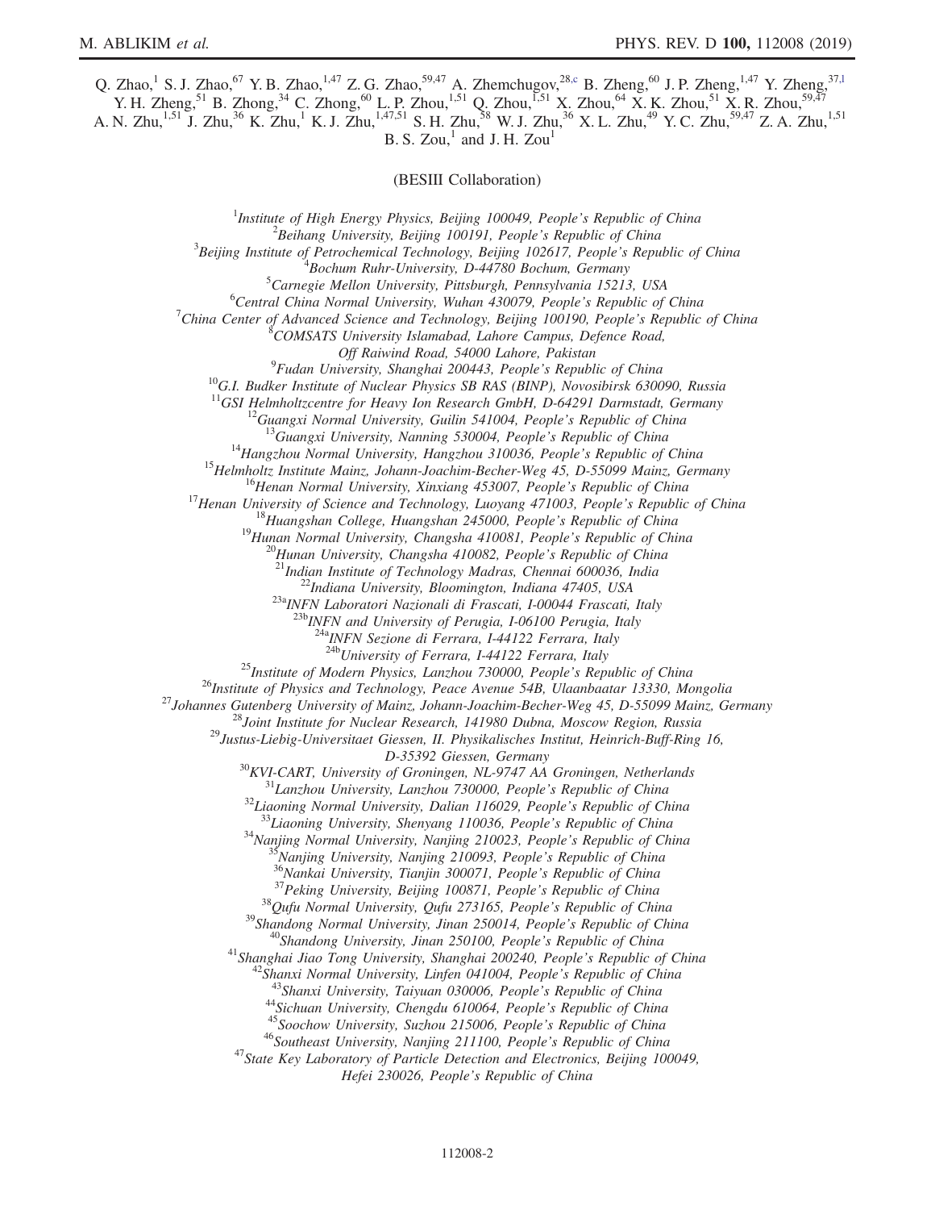Q. Zhao,[1] S. J. Zhao,[67] Y. B. Zhao,[1,47] Z. G. Zhao,[59,47] A. Zhemchugov,[28,c] B. Zheng,[60] J. P. Zheng,[1,47] Y. Zheng,[37,l] Y. H. Zheng,[51] B. Zhong,[34] C. Zhong,[60] L. P. Zhou,[1,51] Q. Zhou,[1,51] X. Zhou,[64] X. K. Zhou,[51] X. R. Zhou,[59,47] A. N. Zhu,[1,51] J. Zhu,[36] K. Zhu,[1] K. J. Zhu,[1,47,51] S. H. Zhu,[58] W. J. Zhu,[36] X. L. Zhu,[49] Y. C. Zhu,[59,47] Z. A. Zhu,[1,51] B. S. Zou,[1] and J. H. Zou[1]

(BESIII Collaboration)

[1] *Institute of High Energy Physics, Beijing 100049, People's Republic of China*
[2] *Beihang University, Beijing 100191, People's Republic of China*
[3] *Beijing Institute of Petrochemical Technology, Beijing 102617, People's Republic of China*
[4] *Bochum Ruhr-University, D-44780 Bochum, Germany*
[5] *Carnegie Mellon University, Pittsburgh, Pennsylvania 15213, USA*
[6] *Central China Normal University, Wuhan 430079, People's Republic of China*
[7] *China Center of Advanced Science and Technology, Beijing 100190, People's Republic of China*
[8] *COMSATS University Islamabad, Lahore Campus, Defence Road, Off Raiwind Road, 54000 Lahore, Pakistan*
[9] *Fudan University, Shanghai 200443, People's Republic of China*
[10] *G.I. Budker Institute of Nuclear Physics SB RAS (BINP), Novosibirsk 630090, Russia*
[11] *GSI Helmholtzcentre for Heavy Ion Research GmbH, D-64291 Darmstadt, Germany*
[12] *Guangxi Normal University, Guilin 541004, People's Republic of China*
[13] *Guangxi University, Nanning 530004, People's Republic of China*
[14] *Hangzhou Normal University, Hangzhou 310036, People's Republic of China*
[15] *Helmholtz Institute Mainz, Johann-Joachim-Becher-Weg 45, D-55099 Mainz, Germany*
[16] *Henan Normal University, Xinxiang 453007, People's Republic of China*
[17] *Henan University of Science and Technology, Luoyang 471003, People's Republic of China*
[18] *Huangshan College, Huangshan 245000, People's Republic of China*
[19] *Hunan Normal University, Changsha 410081, People's Republic of China*
[20] *Hunan University, Changsha 410082, People's Republic of China*
[21] *Indian Institute of Technology Madras, Chennai 600036, India*
[22] *Indiana University, Bloomington, Indiana 47405, USA*
[23a] *INFN Laboratori Nazionali di Frascati, I-00044 Frascati, Italy*
[23b] *INFN and University of Perugia, I-06100 Perugia, Italy*
[24a] *INFN Sezione di Ferrara, I-44122 Ferrara, Italy*
[24b] *University of Ferrara, I-44122 Ferrara, Italy*
[25] *Institute of Modern Physics, Lanzhou 730000, People's Republic of China*
[26] *Institute of Physics and Technology, Peace Avenue 54B, Ulaanbaatar 13330, Mongolia*
[27] *Johannes Gutenberg University of Mainz, Johann-Joachim-Becher-Weg 45, D-55099 Mainz, Germany*
[28] *Joint Institute for Nuclear Research, 141980 Dubna, Moscow Region, Russia*
[29] *Justus-Liebig-Universitaet Giessen, II. Physikalisches Institut, Heinrich-Buff-Ring 16, D-35392 Giessen, Germany*
[30] *KVI-CART, University of Groningen, NL-9747 AA Groningen, Netherlands*
[31] *Lanzhou University, Lanzhou 730000, People's Republic of China*
[32] *Liaoning Normal University, Dalian 116029, People's Republic of China*
[33] *Liaoning University, Shenyang 110036, People's Republic of China*
[34] *Nanjing Normal University, Nanjing 210023, People's Republic of China*
[35] *Nanjing University, Nanjing 210093, People's Republic of China*
[36] *Nankai University, Tianjin 300071, People's Republic of China*
[37] *Peking University, Beijing 100871, People's Republic of China*
[38] *Qufu Normal University, Qufu 273165, People's Republic of China*
[39] *Shandong Normal University, Jinan 250014, People's Republic of China*
[40] *Shandong University, Jinan 250100, People's Republic of China*
[41] *Shanghai Jiao Tong University, Shanghai 200240, People's Republic of China*
[42] *Shanxi Normal University, Linfen 041004, People's Republic of China*
[43] *Shanxi University, Taiyuan 030006, People's Republic of China*
[44] *Sichuan University, Chengdu 610064, People's Republic of China*
[45] *Soochow University, Suzhou 215006, People's Republic of China*
[46] *Southeast University, Nanjing 211100, People's Republic of China*
[47] *State Key Laboratory of Particle Detection and Electronics, Beijing 100049, Hefei 230026, People's Republic of China*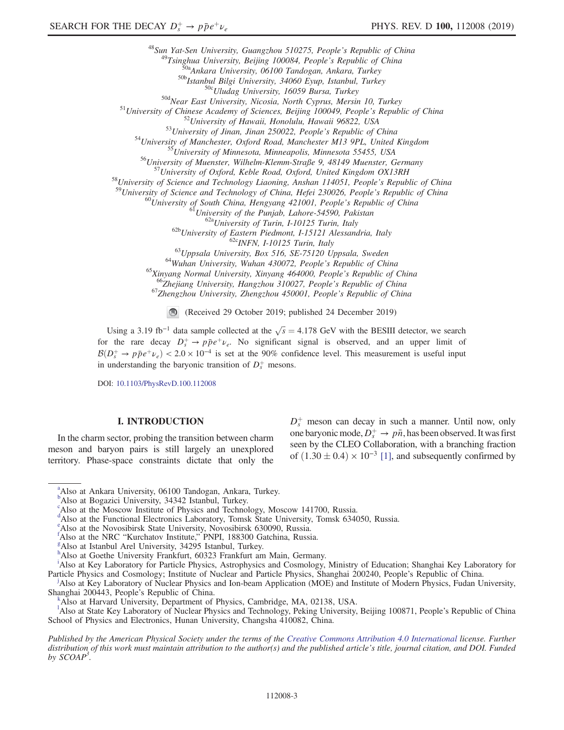[48]Sun Yat-Sen University, Guangzhou 510275, People's Republic of China
[49]Tsinghua University, Beijing 100084, People's Republic of China
[50a]Ankara University, 06100 Tandogan, Ankara, Turkey
[50b]Istanbul Bilgi University, 34060 Eyup, Istanbul, Turkey
[50c]Uludag University, 16059 Bursa, Turkey
[50d]Near East University, Nicosia, North Cyprus, Mersin 10, Turkey
[51]University of Chinese Academy of Sciences, Beijing 100049, People's Republic of China
[52]University of Hawaii, Honolulu, Hawaii 96822, USA
[53]University of Jinan, Jinan 250022, People's Republic of China
[54]University of Manchester, Oxford Road, Manchester M13 9PL, United Kingdom
[55]University of Minnesota, Minneapolis, Minnesota 55455, USA
[56]University of Muenster, Wilhelm-Klemm-Straße 9, 48149 Muenster, Germany
[57]University of Oxford, Keble Road, Oxford, United Kingdom OX13RH
[58]University of Science and Technology Liaoning, Anshan 114051, People's Republic of China
[59]University of Science and Technology of China, Hefei 230026, People's Republic of China
[60]University of South China, Hengyang 421001, People's Republic of China
[61]University of the Punjab, Lahore-54590, Pakistan
[62a]University of Turin, I-10125 Turin, Italy
[62b]University of Eastern Piedmont, I-15121 Alessandria, Italy
[62c]INFN, I-10125 Turin, Italy
[63]Uppsala University, Box 516, SE-75120 Uppsala, Sweden
[64]Wuhan University, Wuhan 430072, People's Republic of China
[65]Xinyang Normal University, Xinyang 464000, People's Republic of China
[66]Zhejiang University, Hangzhou 310027, People's Republic of China
[67]Zhengzhou University, Zhengzhou 450001, People's Republic of China

(Received 29 October 2019; published 24 December 2019)

Using a 3.19 $\mathrm{fb}^{-1}$ data sample collected at the $\sqrt{s} = 4.178$ GeV with the BESIII detector, we search for the rare decay $D_s^+ \to p\bar{p}e^+\nu_e$. No significant signal is observed, and an upper limit of $\mathcal{B}(D_s^+ \to p\bar{p}e^+\nu_e) < 2.0 \times 10^{-4}$ is set at the 90% confidence level. This measurement is useful input in understanding the baryonic transition of $D_s^+$ mesons.

DOI: 10.1103/PhysRevD.100.112008

## I. INTRODUCTION

In the charm sector, probing the transition between charm meson and baryon pairs is still largely an unexplored territory. Phase-space constraints dictate that only the $D_s^+$ meson can decay in such a manner. Until now, only one baryonic mode, $D_s^+ \to p\bar{n}$, has been observed. It was first seen by the CLEO Collaboration, with a branching fraction of $(1.30 \pm 0.4) \times 10^{-3}$ [1], and subsequently confirmed by

---

[a]Also at Ankara University, 06100 Tandogan, Ankara, Turkey.
[b]Also at Bogazici University, 34342 Istanbul, Turkey.
[c]Also at the Moscow Institute of Physics and Technology, Moscow 141700, Russia.
[d]Also at the Functional Electronics Laboratory, Tomsk State University, Tomsk 634050, Russia.
[e]Also at the Novosibirsk State University, Novosibirsk 630090, Russia.
[f]Also at the NRC "Kurchatov Institute," PNPI, 188300 Gatchina, Russia.
[g]Also at Istanbul Arel University, 34295 Istanbul, Turkey.
[h]Also at Goethe University Frankfurt, 60323 Frankfurt am Main, Germany.
[i]Also at Key Laboratory for Particle Physics, Astrophysics and Cosmology, Ministry of Education; Shanghai Key Laboratory for Particle Physics and Cosmology; Institute of Nuclear and Particle Physics, Shanghai 200240, People's Republic of China.
[j]Also at Key Laboratory of Nuclear Physics and Ion-beam Application (MOE) and Institute of Modern Physics, Fudan University, Shanghai 200443, People's Republic of China.
[k]Also at Harvard University, Department of Physics, Cambridge, MA, 02138, USA.
[l]Also at State Key Laboratory of Nuclear Physics and Technology, Peking University, Beijing 100871, People's Republic of China School of Physics and Electronics, Hunan University, Changsha 410082, China.

*Published by the American Physical Society under the terms of the Creative Commons Attribution 4.0 International license. Further distribution of this work must maintain attribution to the author(s) and the published article's title, journal citation, and DOI. Funded by SCOAP[3].*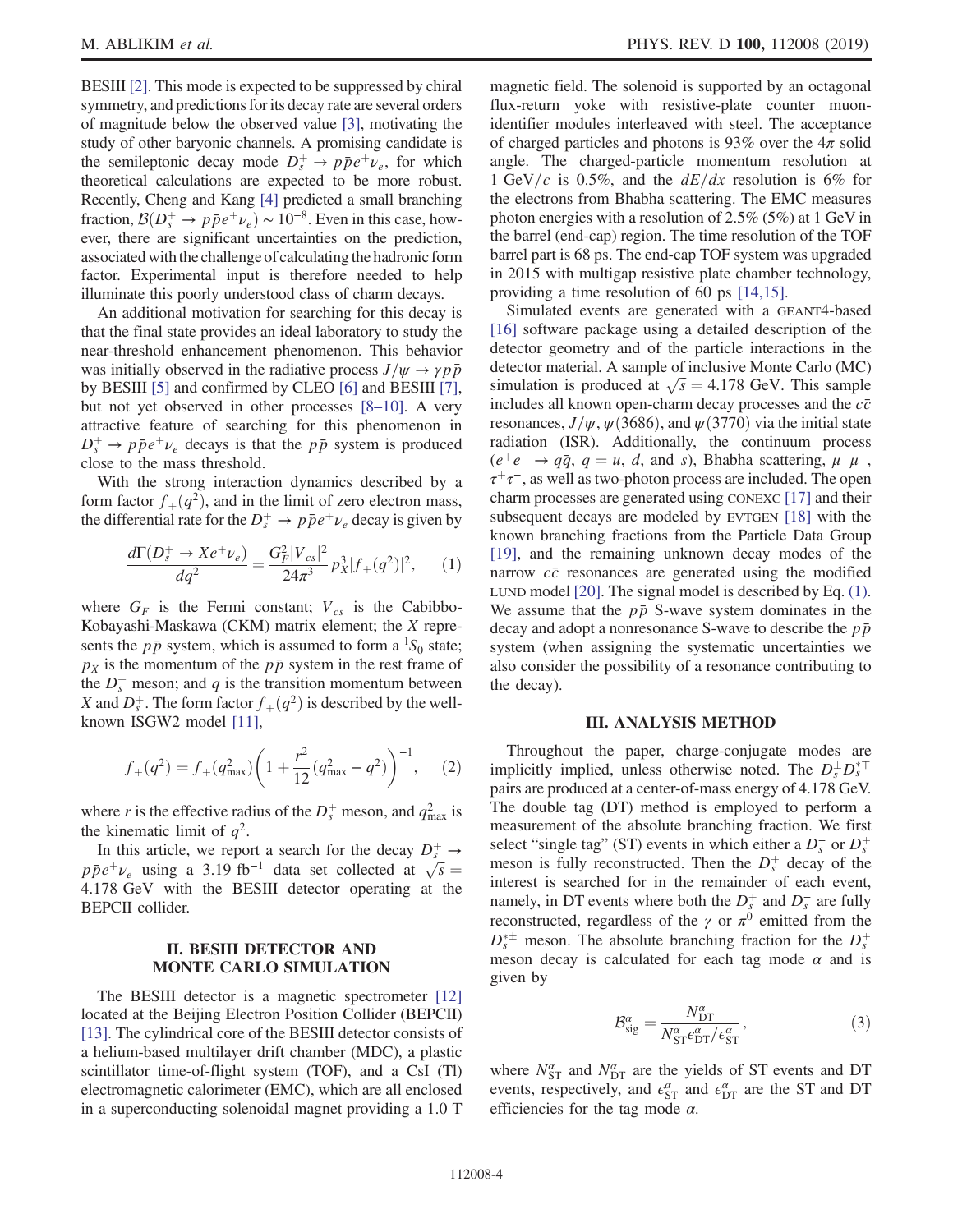BESIII [2]. This mode is expected to be suppressed by chiral symmetry, and predictions for its decay rate are several orders of magnitude below the observed value [3], motivating the study of other baryonic channels. A promising candidate is the semileptonic decay mode $D_s^+ \to p\bar{p}e^+\nu_e$, for which theoretical calculations are expected to be more robust. Recently, Cheng and Kang [4] predicted a small branching fraction, $\mathcal{B}(D_s^+ \to p\bar{p}e^+\nu_e) \sim 10^{-8}$. Even in this case, however, there are significant uncertainties on the prediction, associated with the challenge of calculating the hadronic form factor. Experimental input is therefore needed to help illuminate this poorly understood class of charm decays.

An additional motivation for searching for this decay is that the final state provides an ideal laboratory to study the near-threshold enhancement phenomenon. This behavior was initially observed in the radiative process $J/\psi \to \gamma p\bar{p}$ by BESII [5] and confirmed by CLEO [6] and BESIII [7], but not yet observed in other processes [8–10]. A very attractive feature of searching for this phenomenon in $D_s^+ \to p\bar{p}e^+\nu_e$ decays is that the $p\bar{p}$ system is produced close to the mass threshold.

With the strong interaction dynamics described by a form factor $f_+(q^2)$, and in the limit of zero electron mass, the differential rate for the $D_s^+ \to p\bar{p}e^+\nu_e$ decay is given by

$$\frac{d\Gamma(D_s^+ \to Xe^+\nu_e)}{dq^2} = \frac{G_F^2|V_{cs}|^2}{24\pi^3} p_X^3 |f_+(q^2)|^2, \tag{1}$$

where $G_F$ is the Fermi constant; $V_{cs}$ is the Cabibbo-Kobayashi-Maskawa (CKM) matrix element; the $X$ represents the $p\bar{p}$ system, which is assumed to form a ${}^1S_0$ state; $p_X$ is the momentum of the $p\bar{p}$ system in the rest frame of the $D_s^+$ meson; and $q$ is the transition momentum between $X$ and $D_s^+$. The form factor $f_+(q^2)$ is described by the well-known ISGW2 model [11],

$$f_+(q^2) = f_+(q^2_{\rm max})\left(1 + \frac{r^2}{12}(q^2_{\rm max} - q^2)\right)^{-1}, \tag{2}$$

where $r$ is the effective radius of the $D_s^+$ meson, and $q^2_{\rm max}$ is the kinematic limit of $q^2$.

In this article, we report a search for the decay $D_s^+ \to p\bar{p}e^+\nu_e$ using a 3.19 fb$^{-1}$ data set collected at $\sqrt{s} = 4.178$ GeV with the BESIII detector operating at the BEPCII collider.

## II. BESIII DETECTOR AND MONTE CARLO SIMULATION

The BESIII detector is a magnetic spectrometer [12] located at the Beijing Electron Positron Collider (BEPCII) [13]. The cylindrical core of the BESIII detector consists of a helium-based multilayer drift chamber (MDC), a plastic scintillator time-of-flight system (TOF), and a CsI (Tl) electromagnetic calorimeter (EMC), which are all enclosed in a superconducting solenoidal magnet providing a 1.0 T magnetic field. The solenoid is supported by an octagonal flux-return yoke with resistive-plate counter muon-identifier modules interleaved with steel. The acceptance of charged particles and photons is 93% over the $4\pi$ solid angle. The charged-particle momentum resolution at 1 GeV/$c$ is 0.5%, and the $dE/dx$ resolution is 6% for the electrons from Bhabha scattering. The EMC measures photon energies with a resolution of 2.5% (5%) at 1 GeV in the barrel (end-cap) region. The time resolution of the TOF barrel part is 68 ps. The end-cap TOF system was upgraded in 2015 with multigap resistive plate chamber technology, providing a time resolution of 60 ps [14,15].

Simulated events are generated with a GEANT4-based [16] software package using a detailed description of the detector geometry and of the particle interactions in the detector material. A sample of inclusive Monte Carlo (MC) simulation is produced at $\sqrt{s} = 4.178$ GeV. This sample includes all known open-charm decay processes and the $c\bar{c}$ resonances, $J/\psi$, $\psi(3686)$, and $\psi(3770)$ via the initial state radiation (ISR). Additionally, the continuum process ($e^+e^- \to q\bar{q}$, $q = u$, $d$, and $s$), Bhabha scattering, $\mu^+\mu^-$, $\tau^+\tau^-$, as well as two-photon process are included. The open charm processes are generated using CONEXC [17] and their subsequent decays are modeled by EVTGEN [18] with the known branching fractions from the Particle Data Group [19], and the remaining unknown decay modes of the narrow $c\bar{c}$ resonances are generated using the modified LUND model [20]. The signal model is described by Eq. (1). We assume that the $p\bar{p}$ S-wave system dominates in the decay and adopt a nonresonance S-wave to describe the $p\bar{p}$ system (when assigning the systematic uncertainties we also consider the possibility of a resonance contributing to the decay).

## III. ANALYSIS METHOD

Throughout the paper, charge-conjugate modes are implicitly implied, unless otherwise noted. The $D_s^\pm D_s^{*\mp}$ pairs are produced at a center-of-mass energy of 4.178 GeV. The double tag (DT) method is employed to perform a measurement of the absolute branching fraction. We first select "single tag" (ST) events in which either a $D_s^-$ or $D_s^+$ meson is fully reconstructed. Then the $D_s^+$ decay of the interest is searched for in the remainder of each event, namely, in DT events where both the $D_s^+$ and $D_s^-$ are fully reconstructed, regardless of the $\gamma$ or $\pi^0$ emitted from the $D_s^{*\pm}$ meson. The absolute branching fraction for the $D_s^+$ meson decay is calculated for each tag mode $\alpha$ and is given by

$$\mathcal{B}^\alpha_{\rm sig} = \frac{N^\alpha_{\rm DT}}{N^\alpha_{\rm ST}\epsilon^\alpha_{\rm DT}/\epsilon^\alpha_{\rm ST}}, \tag{3}$$

where $N^\alpha_{\rm ST}$ and $N^\alpha_{\rm DT}$ are the yields of ST events and DT events, respectively, and $\epsilon^\alpha_{\rm ST}$ and $\epsilon^\alpha_{\rm DT}$ are the ST and DT efficiencies for the tag mode $\alpha$.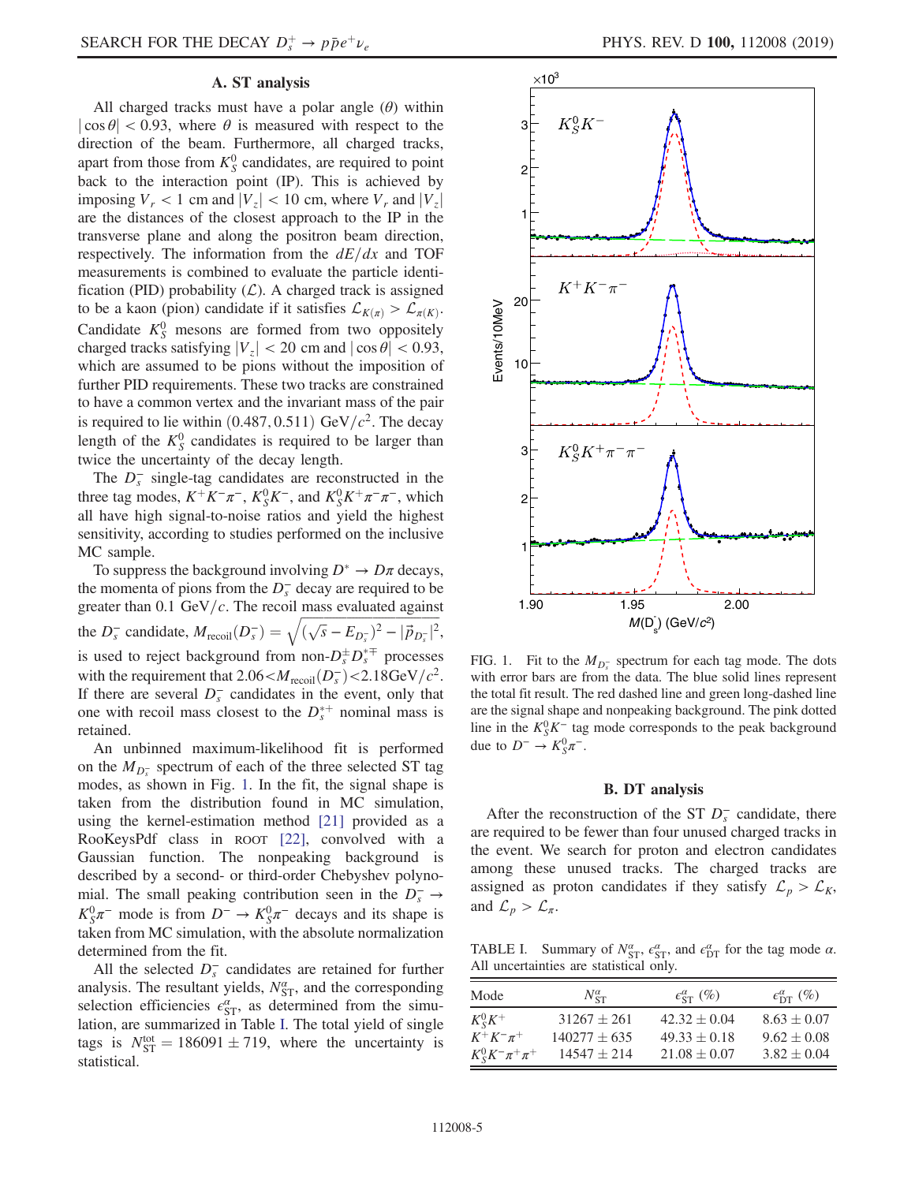### A. ST analysis

All charged tracks must have a polar angle ($\theta$) within $|\cos\theta| < 0.93$, where $\theta$ is measured with respect to the direction of the beam. Furthermore, all charged tracks, apart from those from $K_S^0$ candidates, are required to point back to the interaction point (IP). This is achieved by imposing $V_r < 1$ cm and $|V_z| < 10$ cm, where $V_r$ and $|V_z|$ are the distances of the closest approach to the IP in the transverse plane and along the positron beam direction, respectively. The information from the $dE/dx$ and TOF measurements is combined to evaluate the particle identification (PID) probability ($\mathcal{L}$). A charged track is assigned to be a kaon (pion) candidate if it satisfies $\mathcal{L}_{K(\pi)} > \mathcal{L}_{\pi(K)}$. Candidate $K_S^0$ mesons are formed from two oppositely charged tracks satisfying $|V_z| < 20$ cm and $|\cos\theta| < 0.93$, which are assumed to be pions without the imposition of further PID requirements. These two tracks are constrained to have a common vertex and the invariant mass of the pair is required to lie within $(0.487, 0.511)$ GeV$/c^2$. The decay length of the $K_S^0$ candidates is required to be larger than twice the uncertainty of the decay length.

The $D_s^-$ single-tag candidates are reconstructed in the three tag modes, $K^+K^-\pi^-$, $K_S^0K^-$, and $K_S^0K^+\pi^-\pi^-$, which all have high signal-to-noise ratios and yield the highest sensitivity, according to studies performed on the inclusive MC sample.

To suppress the background involving $D^* \to D\pi$ decays, the momenta of pions from the $D_s^-$ decay are required to be greater than 0.1 GeV$/c$. The recoil mass evaluated against the $D_s^-$ candidate, $M_{\rm recoil}(D_s^-) = \sqrt{(\sqrt{s} - E_{D_s^-})^2 - |\vec{p}_{D_s^-}|^2}$, is used to reject background from non-$D_s^\pm D_s^{*\mp}$ processes with the requirement that $2.06 < M_{\rm recoil}(D_s^-) < 2.18$ GeV$/c^2$. If there are several $D_s^-$ candidates in the event, only that one with recoil mass closest to the $D_s^{*+}$ nominal mass is retained.

An unbinned maximum-likelihood fit is performed on the $M_{D_s^-}$ spectrum of each of the three selected ST tag modes, as shown in Fig. 1. In the fit, the signal shape is taken from the distribution found in MC simulation, using the kernel-estimation method [21] provided as a RooKeysPdf class in ROOT [22], convolved with a Gaussian function. The nonpeaking background is described by a second- or third-order Chebyshev polynomial. The small peaking contribution seen in the $D_s^- \to K_S^0\pi^-$ mode is from $D^- \to K_S^0\pi^-$ decays and its shape is taken from MC simulation, with the absolute normalization determined from the fit.

All the selected $D_s^-$ candidates are retained for further analysis. The resultant yields, $N_{\rm ST}^\alpha$, and the corresponding selection efficiencies $\epsilon_{\rm ST}^\alpha$, as determined from the simulation, are summarized in Table I. The total yield of single tags is $N_{\rm ST}^{\rm tot} = 186091 \pm 719$, where the uncertainty is statistical.

FIG. 1. Fit to the $M_{D_s^-}$ spectrum for each tag mode. The dots with error bars are from the data. The blue solid lines represent the total fit result. The red dashed line and green long-dashed line are the signal shape and nonpeaking background. The pink dotted line in the $K_S^0K^-$ tag mode corresponds to the peak background due to $D^- \to K_S^0\pi^-$.

### B. DT analysis

After the reconstruction of the ST $D_s^-$ candidate, there are required to be fewer than four unused charged tracks in the event. We search for proton and electron candidates among these unused tracks. The charged tracks are assigned as proton candidates if they satisfy $\mathcal{L}_p > \mathcal{L}_K$, and $\mathcal{L}_p > \mathcal{L}_\pi$.

TABLE I. Summary of $N_{\rm ST}^\alpha$, $\epsilon_{\rm ST}^\alpha$, and $\epsilon_{\rm DT}^\alpha$ for the tag mode $\alpha$. All uncertainties are statistical only.

| Mode | $N_{\rm ST}^\alpha$ | $\epsilon_{\rm ST}^\alpha$ (%) | $\epsilon_{\rm DT}^\alpha$ (%) |
|---|---|---|---|
| $K_S^0K^+$ | $31267 \pm 261$ | $42.32 \pm 0.04$ | $8.63 \pm 0.07$ |
| $K^+K^-\pi^+$ | $140277 \pm 635$ | $49.33 \pm 0.18$ | $9.62 \pm 0.08$ |
| $K_S^0K^-\pi^+\pi^+$ | $14547 \pm 214$ | $21.08 \pm 0.07$ | $3.82 \pm 0.04$ |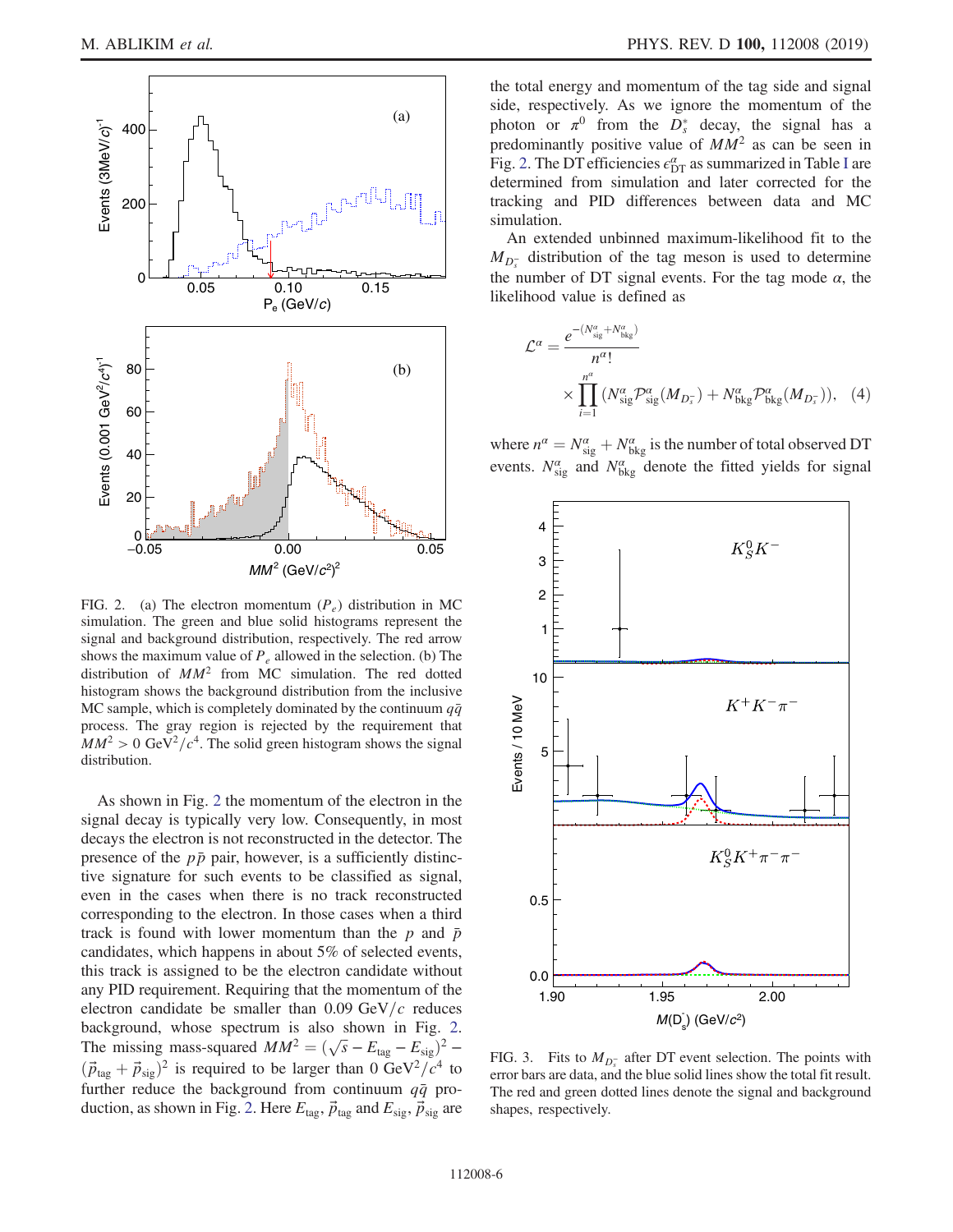FIG. 2. (a) The electron momentum ($P_e$) distribution in MC simulation. The green and blue solid histograms represent the signal and background distribution, respectively. The red arrow shows the maximum value of $P_e$ allowed in the selection. (b) The distribution of $MM^2$ from MC simulation. The red dotted histogram shows the background distribution from the inclusive MC sample, which is completely dominated by the continuum $q\bar{q}$ process. The gray region is rejected by the requirement that $MM^2 > 0$ GeV$^2/c^4$. The solid green histogram shows the signal distribution.

As shown in Fig. 2 the momentum of the electron in the signal decay is typically very low. Consequently, in most decays the electron is not reconstructed in the detector. The presence of the $p\bar{p}$ pair, however, is a sufficiently distinctive signature for such events to be classified as signal, even in the cases when there is no track reconstructed corresponding to the electron. In those cases when a third track is found with lower momentum than the $p$ and $\bar{p}$ candidates, which happens in about 5% of selected events, this track is assigned to be the electron candidate without any PID requirement. Requiring that the momentum of the electron candidate be smaller than 0.09 GeV/$c$ reduces background, whose spectrum is also shown in Fig. 2. The missing mass-squared $MM^2 = (\sqrt{s} - E_{\rm tag} - E_{\rm sig})^2 - (\vec{p}_{\rm tag} + \vec{p}_{\rm sig})^2$ is required to be larger than 0 GeV$^2/c^4$ to further reduce the background from continuum $q\bar{q}$ production, as shown in Fig. 2. Here $E_{\rm tag}$, $\vec{p}_{\rm tag}$ and $E_{\rm sig}$, $\vec{p}_{\rm sig}$ are the total energy and momentum of the tag side and signal side, respectively. As we ignore the momentum of the photon or $\pi^0$ from the $D_s^*$ decay, the signal has a predominantly positive value of $MM^2$ as can be seen in Fig. 2. The DT efficiencies $\epsilon^{\alpha}_{\rm DT}$ as summarized in Table I are determined from simulation and later corrected for the tracking and PID differences between data and MC simulation.

An extended unbinned maximum-likelihood fit to the $M_{D_s^-}$ distribution of the tag meson is used to determine the number of DT signal events. For the tag mode $\alpha$, the likelihood value is defined as

$$\mathcal{L}^{\alpha} = \frac{e^{-(N^{\alpha}_{\rm sig}+N^{\alpha}_{\rm bkg})}}{n^{\alpha}!} \times \prod_{i=1}^{n^{\alpha}} (N^{\alpha}_{\rm sig}\mathcal{P}^{\alpha}_{\rm sig}(M_{D_s^-}) + N^{\alpha}_{\rm bkg}\mathcal{P}^{\alpha}_{\rm bkg}(M_{D_s^-})), \quad (4)$$

where $n^{\alpha} = N^{\alpha}_{\rm sig} + N^{\alpha}_{\rm bkg}$ is the number of total observed DT events. $N^{\alpha}_{\rm sig}$ and $N^{\alpha}_{\rm bkg}$ denote the fitted yields for signal

FIG. 3. Fits to $M_{D_s^-}$ after DT event selection. The points with error bars are data, and the blue solid lines show the total fit result. The red and green dotted lines denote the signal and background shapes, respectively.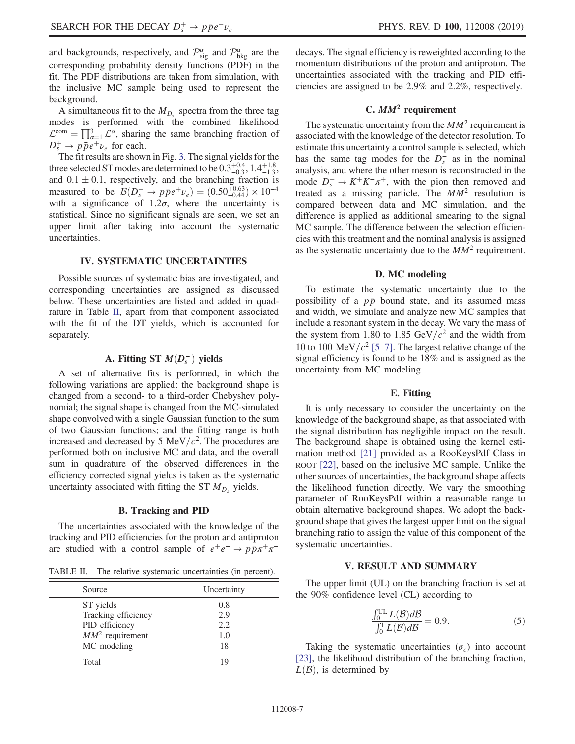and backgrounds, respectively, and $\mathcal{P}^{\alpha}_{\rm sig}$ and $\mathcal{P}^{\alpha}_{\rm bkg}$ are the corresponding probability density functions (PDF) in the fit. The PDF distributions are taken from simulation, with the inclusive MC sample being used to represent the background.

A simultaneous fit to the $M_{D_s^-}$ spectra from the three tag modes is performed with the combined likelihood $\mathcal{L}^{\rm com} = \prod_{\alpha=1}^{3} \mathcal{L}^{\alpha}$, sharing the same branching fraction of $D_s^+ \to p\bar{p}e^+\nu_e$ for each.

The fit results are shown in Fig. 3. The signal yields for the three selected ST modes are determined to be $0.3^{+0.4}_{-0.3}$, $1.4^{+1.8}_{-1.3}$, and $0.1 \pm 0.1$, respectively, and the branching fraction is measured to be $\mathcal{B}(D_s^+ \to p\bar{p}e^+\nu_e) = (0.50^{+0.63}_{-0.44}) \times 10^{-4}$ with a significance of $1.2\sigma$, where the uncertainty is statistical. Since no significant signals are seen, we set an upper limit after taking into account the systematic uncertainties.

## IV. SYSTEMATIC UNCERTAINTIES

Possible sources of systematic bias are investigated, and corresponding uncertainties are assigned as discussed below. These uncertainties are listed and added in quadrature in Table II, apart from that component associated with the fit of the DT yields, which is accounted for separately.

### A. Fitting ST $M(D_s^-)$ yields

A set of alternative fits is performed, in which the following variations are applied: the background shape is changed from a second- to a third-order Chebyshev polynomial; the signal shape is changed from the MC-simulated shape convolved with a single Gaussian function to the sum of two Gaussian functions; and the fitting range is both increased and decreased by 5 MeV$/c^2$. The procedures are performed both on inclusive MC and data, and the overall sum in quadrature of the observed differences in the efficiency corrected signal yields is taken as the systematic uncertainty associated with fitting the ST $M_{D_s^-}$ yields.

### B. Tracking and PID

The uncertainties associated with the knowledge of the tracking and PID efficiencies for the proton and antiproton are studied with a control sample of $e^+e^- \to p\bar{p}\pi^+\pi^-$ decays. The signal efficiency is reweighted according to the momentum distributions of the proton and antiproton. The uncertainties associated with the tracking and PID efficiencies are assigned to be 2.9% and 2.2%, respectively.

TABLE II. The relative systematic uncertainties (in percent).

| Source | Uncertainty |
|---|---|
| ST yields | 0.8 |
| Tracking efficiency | 2.9 |
| PID efficiency | 2.2 |
| $MM^2$ requirement | 1.0 |
| MC modeling | 18 |
| Total | 19 |

### C. $MM^2$ requirement

The systematic uncertainty from the $MM^2$ requirement is associated with the knowledge of the detector resolution. To estimate this uncertainty a control sample is selected, which has the same tag modes for the $D_s^-$ as in the nominal analysis, and where the other meson is reconstructed in the mode $D_s^+ \to K^+K^-\pi^+$, with the pion then removed and treated as a missing particle. The $MM^2$ resolution is compared between data and MC simulation, and the difference is applied as additional smearing to the signal MC sample. The difference between the selection efficiencies with this treatment and the nominal analysis is assigned as the systematic uncertainty due to the $MM^2$ requirement.

### D. MC modeling

To estimate the systematic uncertainty due to the possibility of a $p\bar{p}$ bound state, and its assumed mass and width, we simulate and analyze new MC samples that include a resonant system in the decay. We vary the mass of the system from 1.80 to 1.85 GeV$/c^2$ and the width from 10 to 100 MeV$/c^2$ [5–7]. The largest relative change of the signal efficiency is found to be 18% and is assigned as the uncertainty from MC modeling.

### E. Fitting

It is only necessary to consider the uncertainty on the knowledge of the background shape, as that associated with the signal distribution has negligible impact on the result. The background shape is obtained using the kernel estimation method [21] provided as a RooKeysPdf Class in ROOT [22], based on the inclusive MC sample. Unlike the other sources of uncertainties, the background shape affects the likelihood function directly. We vary the smoothing parameter of RooKeysPdf within a reasonable range to obtain alternative background shapes. We adopt the background shape that gives the largest upper limit on the signal branching ratio to assign the value of this component of the systematic uncertainties.

## V. RESULT AND SUMMARY

The upper limit (UL) on the branching fraction is set at the 90% confidence level (CL) according to

$$\frac{\int_0^{\rm UL} L(\mathcal{B})d\mathcal{B}}{\int_0^1 L(\mathcal{B})d\mathcal{B}} = 0.9. \tag{5}$$

Taking the systematic uncertainties ($\sigma_\epsilon$) into account [23], the likelihood distribution of the branching fraction, $L(\mathcal{B})$, is determined by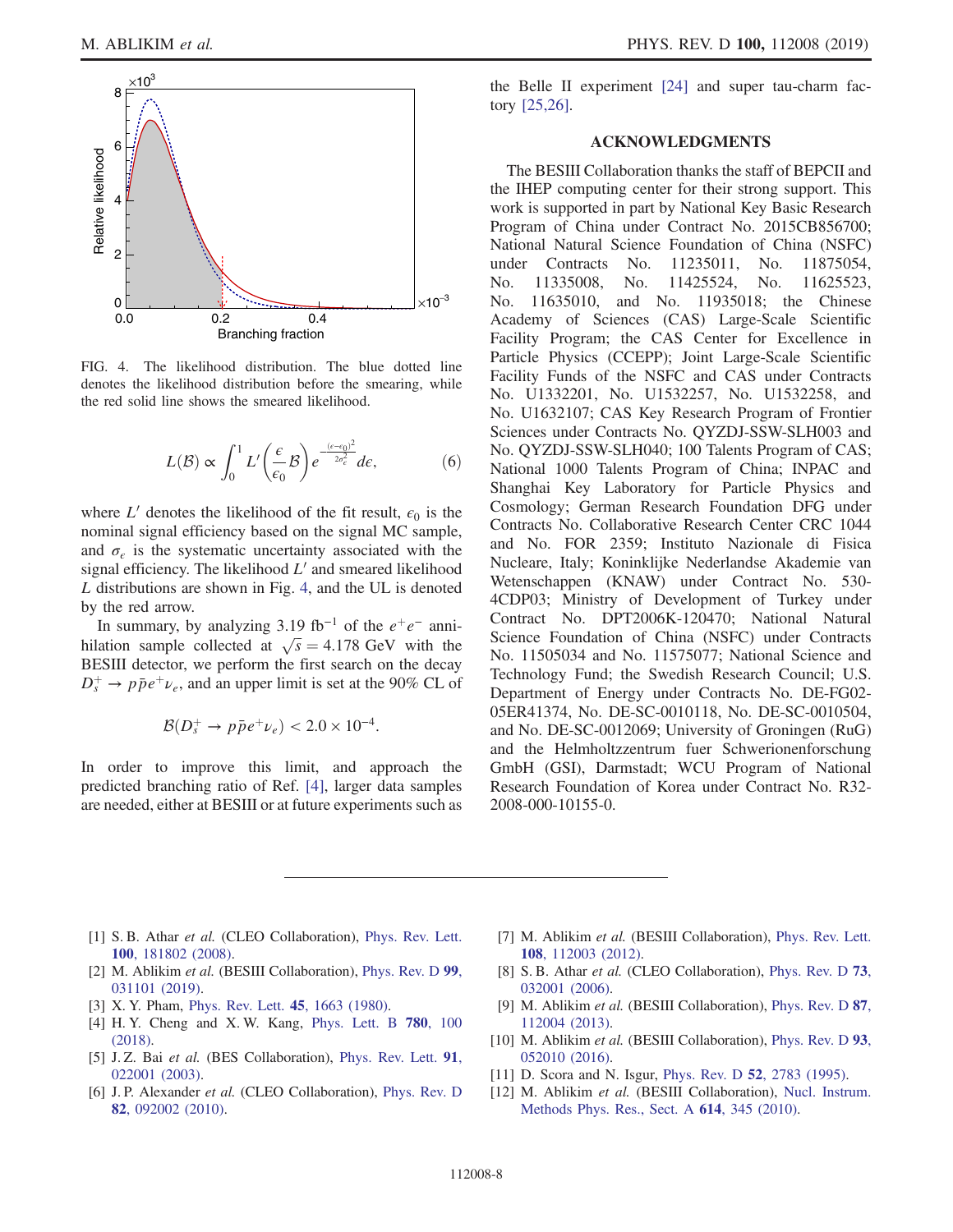FIG. 4. The likelihood distribution. The blue dotted line denotes the likelihood distribution before the smearing, while the red solid line shows the smeared likelihood.

$$L(\mathcal{B}) \propto \int_0^1 L'\left(\frac{\epsilon}{\epsilon_0}\mathcal{B}\right) e^{-\frac{(\epsilon-\epsilon_0)^2}{2\sigma_\epsilon^2}} d\epsilon, \tag{6}$$

where $L'$ denotes the likelihood of the fit result, $\epsilon_0$ is the nominal signal efficiency based on the signal MC sample, and $\sigma_\epsilon$ is the systematic uncertainty associated with the signal efficiency. The likelihood $L'$ and smeared likelihood $L$ distributions are shown in Fig. 4, and the UL is denoted by the red arrow.

In summary, by analyzing 3.19 fb$^{-1}$ of the $e^+e^-$ annihilation sample collected at $\sqrt{s} = 4.178$ GeV with the BESIII detector, we perform the first search on the decay $D_s^+ \to p\bar{p}e^+\nu_e$, and an upper limit is set at the 90% CL of

$$\mathcal{B}(D_s^+ \to p\bar{p}e^+\nu_e) < 2.0 \times 10^{-4}.$$

In order to improve this limit, and approach the predicted branching ratio of Ref. [4], larger data samples are needed, either at BESIII or at future experiments such as the Belle II experiment [24] and super tau-charm factory [25,26].

## ACKNOWLEDGMENTS

The BESIII Collaboration thanks the staff of BEPCII and the IHEP computing center for their strong support. This work is supported in part by National Key Basic Research Program of China under Contract No. 2015CB856700; National Natural Science Foundation of China (NSFC) under Contracts No. 11235011, No. 11875054, No. 11335008, No. 11425524, No. 11625523, No. 11635010, and No. 11935018; the Chinese Academy of Sciences (CAS) Large-Scale Scientific Facility Program; the CAS Center for Excellence in Particle Physics (CCEPP); Joint Large-Scale Scientific Facility Funds of the NSFC and CAS under Contracts No. U1332201, No. U1532257, No. U1532258, and No. U1632107; CAS Key Research Program of Frontier Sciences under Contracts No. QYZDJ-SSW-SLH003 and No. QYZDJ-SSW-SLH040; 100 Talents Program of CAS; National 1000 Talents Program of China; INPAC and Shanghai Key Laboratory for Particle Physics and Cosmology; German Research Foundation DFG under Contracts No. Collaborative Research Center CRC 1044 and No. FOR 2359; Instituto Nazionale di Fisica Nucleare, Italy; Koninklijke Nederlandse Akademie van Wetenschappen (KNAW) under Contract No. 530-4CDP03; Ministry of Development of Turkey under Contract No. DPT2006K-120470; National Natural Science Foundation of China (NSFC) under Contracts No. 11505034 and No. 11575077; National Science and Technology Fund; the Swedish Research Council; U.S. Department of Energy under Contracts No. DE-FG02-05ER41374, No. DE-SC-0010118, No. DE-SC-0010504, and No. DE-SC-0012069; University of Groningen (RuG) and the Helmholtzzentrum fuer Schwerionenforschung GmbH (GSI), Darmstadt; WCU Program of National Research Foundation of Korea under Contract No. R32-2008-000-10155-0.

---

[1] S. B. Athar *et al.* (CLEO Collaboration), Phys. Rev. Lett. **100**, 181802 (2008).

[2] M. Ablikim *et al.* (BESIII Collaboration), Phys. Rev. D **99**, 031101 (2019).

[3] X. Y. Pham, Phys. Rev. Lett. **45**, 1663 (1980).

[4] H. Y. Cheng and X. W. Kang, Phys. Lett. B **780**, 100 (2018).

[5] J. Z. Bai *et al.* (BES Collaboration), Phys. Rev. Lett. **91**, 022001 (2003).

[6] J. P. Alexander *et al.* (CLEO Collaboration), Phys. Rev. D **82**, 092002 (2010).

[7] M. Ablikim *et al.* (BESIII Collaboration), Phys. Rev. Lett. **108**, 112003 (2012).

[8] S. B. Athar *et al.* (CLEO Collaboration), Phys. Rev. D **73**, 032001 (2006).

[9] M. Ablikim *et al.* (BESIII Collaboration), Phys. Rev. D **87**, 112004 (2013).

[10] M. Ablikim *et al.* (BESIII Collaboration), Phys. Rev. D **93**, 052010 (2016).

[11] D. Scora and N. Isgur, Phys. Rev. D **52**, 2783 (1995).

[12] M. Ablikim *et al.* (BESIII Collaboration), Nucl. Instrum. Methods Phys. Res., Sect. A **614**, 345 (2010).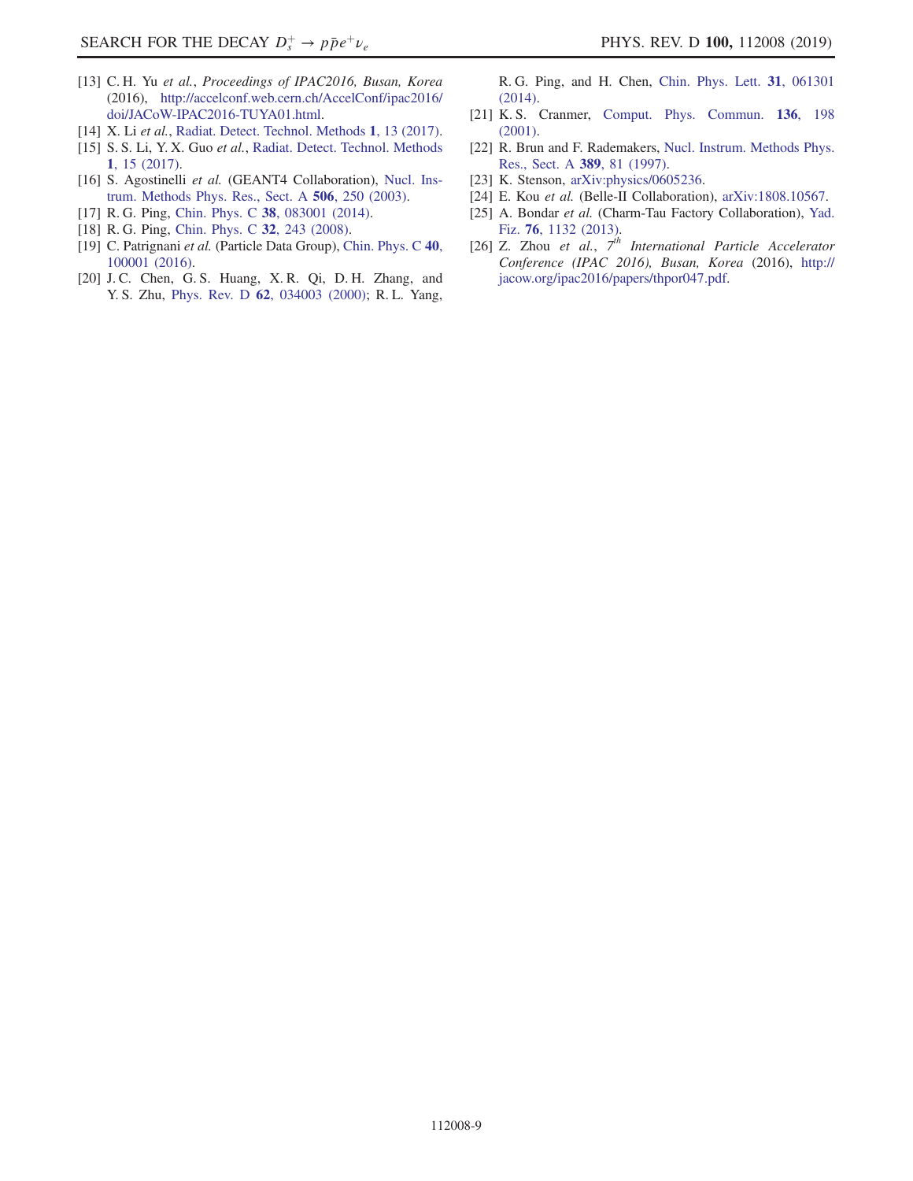[13] C. H. Yu *et al.*, *Proceedings of IPAC2016, Busan, Korea* (2016), http://accelconf.web.cern.ch/AccelConf/ipac2016/doi/JACoW-IPAC2016-TUYA01.html.

[14] X. Li *et al.*, Radiat. Detect. Technol. Methods **1**, 13 (2017).

[15] S. S. Li, Y. X. Guo *et al.*, Radiat. Detect. Technol. Methods **1**, 15 (2017).

[16] S. Agostinelli *et al.* (GEANT4 Collaboration), Nucl. Instrum. Methods Phys. Res., Sect. A **506**, 250 (2003).

[17] R. G. Ping, Chin. Phys. C **38**, 083001 (2014).

[18] R. G. Ping, Chin. Phys. C **32**, 243 (2008).

[19] C. Patrignani *et al.* (Particle Data Group), Chin. Phys. C **40**, 100001 (2016).

[20] J. C. Chen, G. S. Huang, X. R. Qi, D. H. Zhang, and Y. S. Zhu, Phys. Rev. D **62**, 034003 (2000); R. L. Yang, R. G. Ping, and H. Chen, Chin. Phys. Lett. **31**, 061301 (2014).

[21] K. S. Cranmer, Comput. Phys. Commun. **136**, 198 (2001).

[22] R. Brun and F. Rademakers, Nucl. Instrum. Methods Phys. Res., Sect. A **389**, 81 (1997).

[23] K. Stenson, arXiv:physics/0605236.

[24] E. Kou *et al.* (Belle-II Collaboration), arXiv:1808.10567.

[25] A. Bondar *et al.* (Charm-Tau Factory Collaboration), Yad. Fiz. **76**, 1132 (2013).

[26] Z. Zhou *et al.*, *7th International Particle Accelerator Conference (IPAC 2016), Busan, Korea* (2016), http://jacow.org/ipac2016/papers/thpor047.pdf.